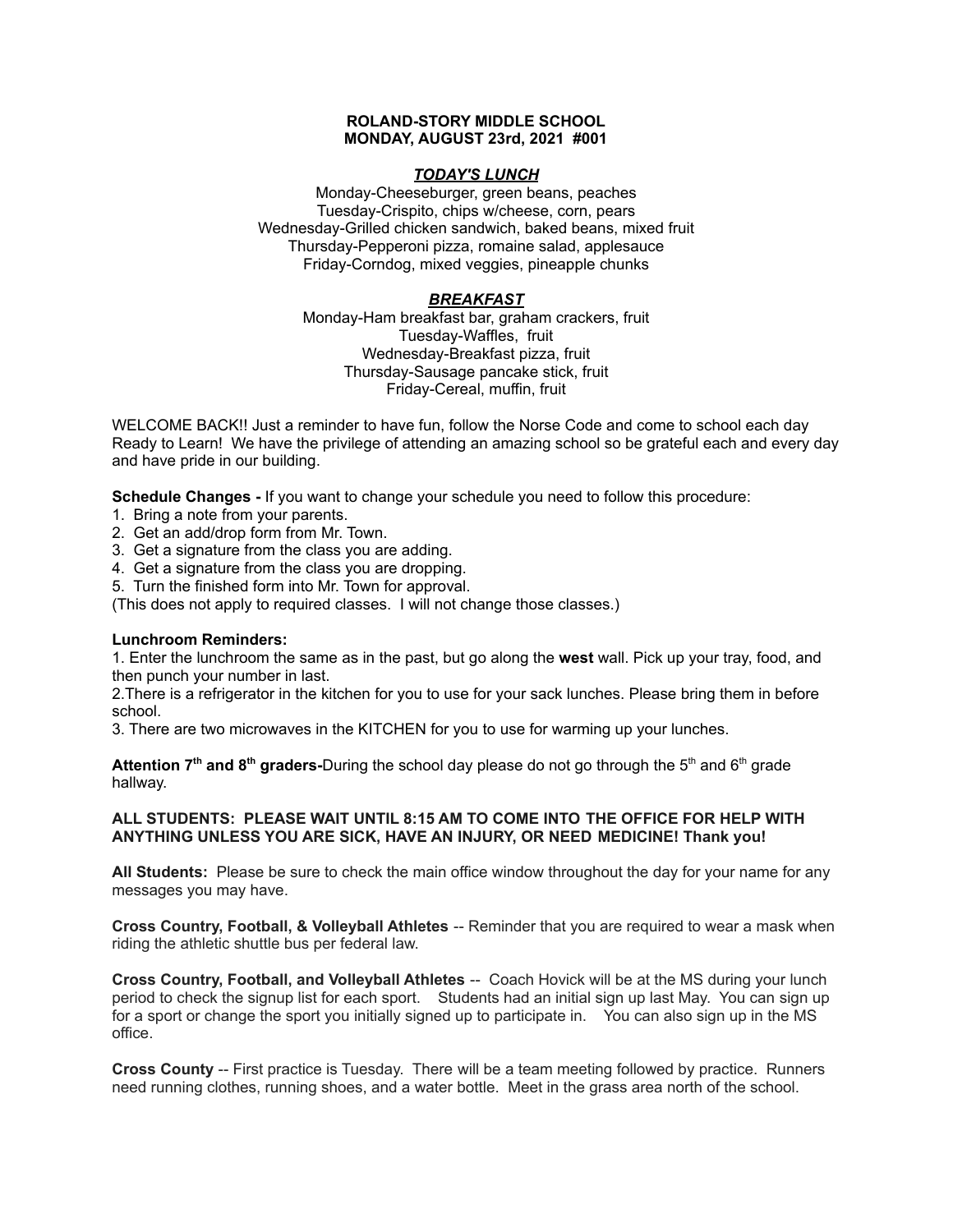**ROLAND-STORY MIDDLE SCHOOL**
**MONDAY, AUGUST 23rd, 2021 #001**

***TODAY'S LUNCH***

Monday-Cheeseburger, green beans, peaches
Tuesday-Crispito, chips w/cheese, corn, pears
Wednesday-Grilled chicken sandwich, baked beans, mixed fruit
Thursday-Pepperoni pizza, romaine salad, applesauce
Friday-Corndog, mixed veggies, pineapple chunks

***BREAKFAST***

Monday-Ham breakfast bar, graham crackers, fruit
Tuesday-Waffles, fruit
Wednesday-Breakfast pizza, fruit
Thursday-Sausage pancake stick, fruit
Friday-Cereal, muffin, fruit

WELCOME BACK!! Just a reminder to have fun, follow the Norse Code and come to school each day Ready to Learn! We have the privilege of attending an amazing school so be grateful each and every day and have pride in our building.

**Schedule Changes -** If you want to change your schedule you need to follow this procedure:

1. Bring a note from your parents.
2. Get an add/drop form from Mr. Town.
3. Get a signature from the class you are adding.
4. Get a signature from the class you are dropping.
5. Turn the finished form into Mr. Town for approval.

(This does not apply to required classes. I will not change those classes.)

**Lunchroom Reminders:**

1. Enter the lunchroom the same as in the past, but go along the **west** wall. Pick up your tray, food, and then punch your number in last.
2. There is a refrigerator in the kitchen for you to use for your sack lunches. Please bring them in before school.
3. There are two microwaves in the KITCHEN for you to use for warming up your lunches.

**Attention 7th and 8th graders-**During the school day please do not go through the 5th and 6th grade hallway.

**ALL STUDENTS: PLEASE WAIT UNTIL 8:15 AM TO COME INTO THE OFFICE FOR HELP WITH ANYTHING UNLESS YOU ARE SICK, HAVE AN INJURY, OR NEED MEDICINE! Thank you!**

**All Students:** Please be sure to check the main office window throughout the day for your name for any messages you may have.

**Cross Country, Football, & Volleyball Athletes** -- Reminder that you are required to wear a mask when riding the athletic shuttle bus per federal law.

**Cross Country, Football, and Volleyball Athletes** -- Coach Hovick will be at the MS during your lunch period to check the signup list for each sport. Students had an initial sign up last May. You can sign up for a sport or change the sport you initially signed up to participate in. You can also sign up in the MS office.

**Cross County** -- First practice is Tuesday. There will be a team meeting followed by practice. Runners need running clothes, running shoes, and a water bottle. Meet in the grass area north of the school.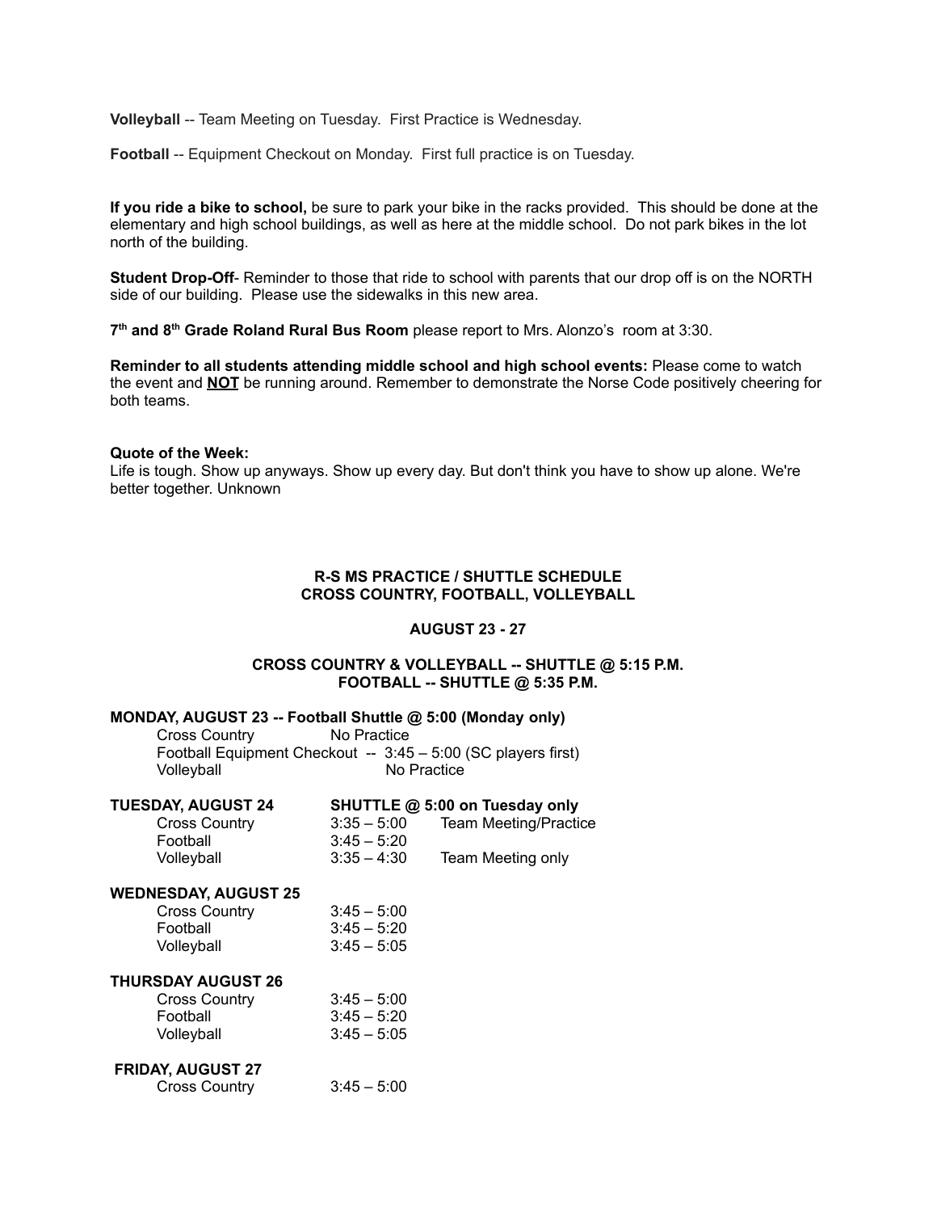**Volleyball** -- Team Meeting on Tuesday. First Practice is Wednesday.

**Football** -- Equipment Checkout on Monday. First full practice is on Tuesday.

**If you ride a bike to school,** be sure to park your bike in the racks provided. This should be done at the elementary and high school buildings, as well as here at the middle school. Do not park bikes in the lot north of the building.

**Student Drop-Off**- Reminder to those that ride to school with parents that our drop off is on the NORTH side of our building. Please use the sidewalks in this new area.

**7th and 8th Grade Roland Rural Bus Room** please report to Mrs. Alonzo's room at 3:30.

**Reminder to all students attending middle school and high school events:** Please come to watch the event and <u>**NOT**</u> be running around. Remember to demonstrate the Norse Code positively cheering for both teams.

**Quote of the Week:**
Life is tough. Show up anyways. Show up every day. But don't think you have to show up alone. We're better together. Unknown

**R-S MS PRACTICE / SHUTTLE SCHEDULE**
**CROSS COUNTRY, FOOTBALL, VOLLEYBALL**

**AUGUST 23 - 27**

**CROSS COUNTRY & VOLLEYBALL -- SHUTTLE @ 5:15 P.M.**
**FOOTBALL -- SHUTTLE @ 5:35 P.M.**

**MONDAY, AUGUST 23 -- Football Shuttle @ 5:00 (Monday only)**

- Cross Country — No Practice
- Football Equipment Checkout -- 3:45 – 5:00 (SC players first)
- Volleyball — No Practice

**TUESDAY, AUGUST 24** — **SHUTTLE @ 5:00 on Tuesday only**

| | | |
|---|---|---|
| Cross Country | 3:35 – 5:00 | Team Meeting/Practice |
| Football | 3:45 – 5:20 | |
| Volleyball | 3:35 – 4:30 | Team Meeting only |

**WEDNESDAY, AUGUST 25**

| | |
|---|---|
| Cross Country | 3:45 – 5:00 |
| Football | 3:45 – 5:20 |
| Volleyball | 3:45 – 5:05 |

**THURSDAY AUGUST 26**

| | |
|---|---|
| Cross Country | 3:45 – 5:00 |
| Football | 3:45 – 5:20 |
| Volleyball | 3:45 – 5:05 |

**FRIDAY, AUGUST 27**

| | |
|---|---|
| Cross Country | 3:45 – 5:00 |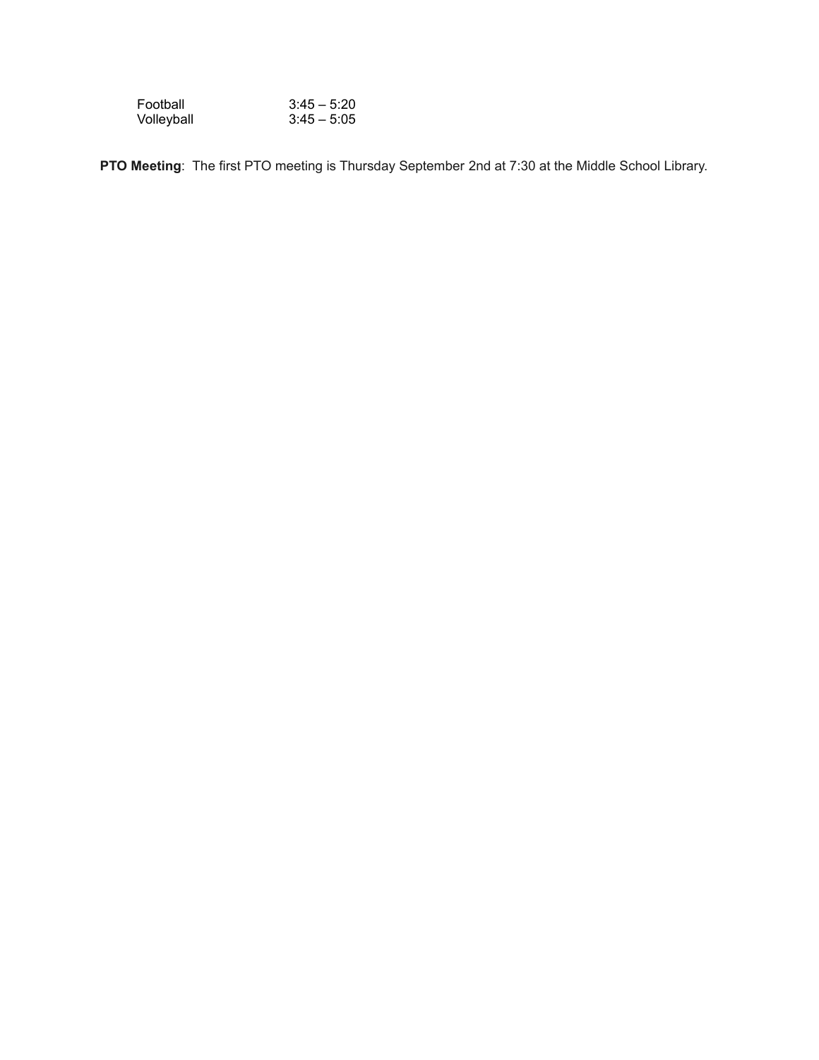| | |
|---|---|
| Football | 3:45 – 5:20 |
| Volleyball | 3:45 – 5:05 |

**PTO Meeting**: The first PTO meeting is Thursday September 2nd at 7:30 at the Middle School Library.